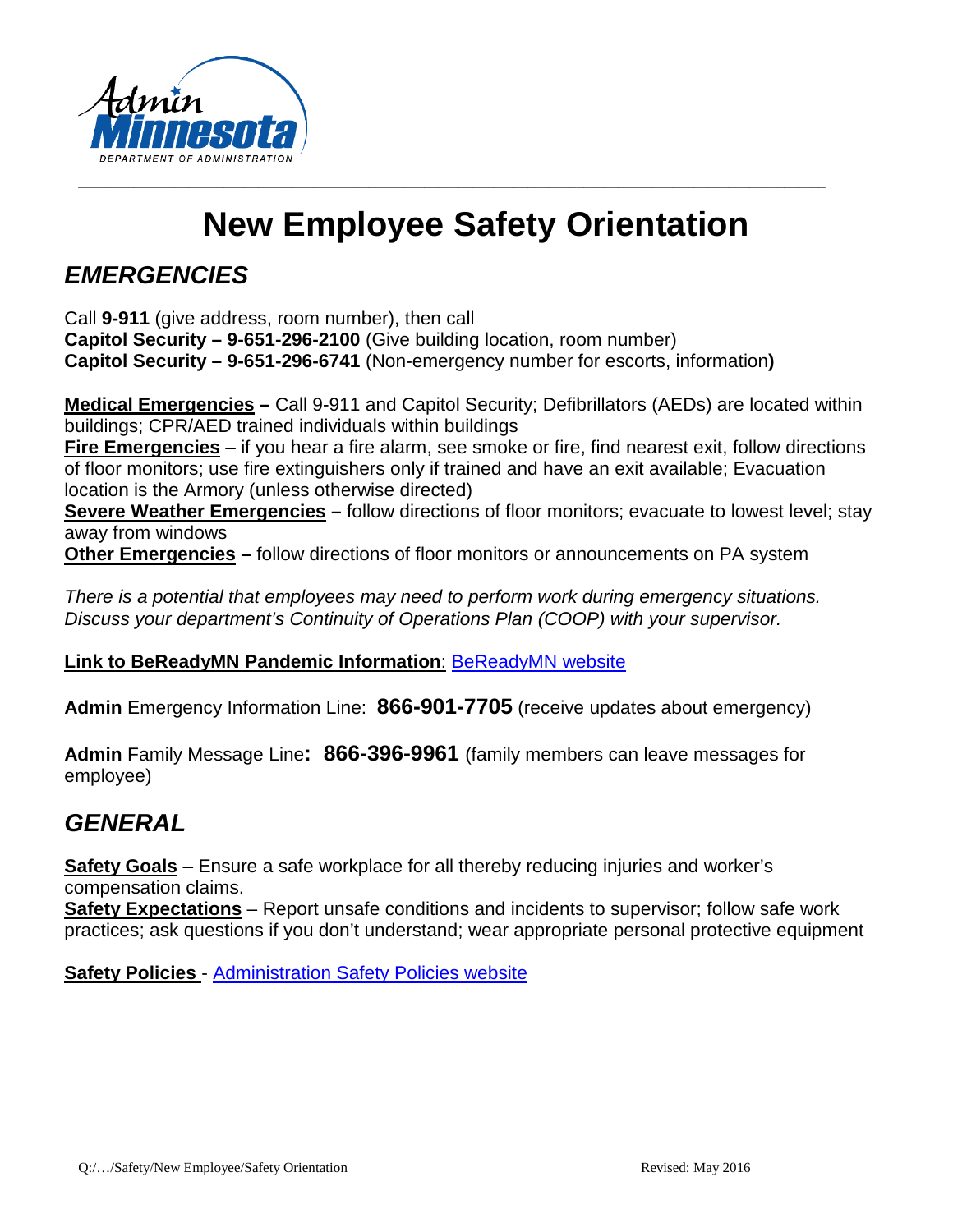# New Employee Safety Orientation

## *EMERGENCIES*

Call **9-911** (give address, room number), then call
**Capitol Security – 9-651-296-2100** (Give building location, room number)
**Capitol Security – 9-651-296-6741** (Non-emergency number for escorts, information**)**

**Medical Emergencies –** Call 9-911 and Capitol Security; Defibrillators (AEDs) are located within buildings; CPR/AED trained individuals within buildings
**Fire Emergencies** – if you hear a fire alarm, see smoke or fire, find nearest exit, follow directions of floor monitors; use fire extinguishers only if trained and have an exit available; Evacuation location is the Armory (unless otherwise directed)
**Severe Weather Emergencies –** follow directions of floor monitors; evacuate to lowest level; stay away from windows
**Other Emergencies –** follow directions of floor monitors or announcements on PA system

*There is a potential that employees may need to perform work during emergency situations. Discuss your department's Continuity of Operations Plan (COOP) with your supervisor.*

**Link to BeReadyMN Pandemic Information**: BeReadyMN website

**Admin** Emergency Information Line: **866-901-7705** (receive updates about emergency)

**Admin** Family Message Line**: 866-396-9961** (family members can leave messages for employee)

## *GENERAL*

**Safety Goals** – Ensure a safe workplace for all thereby reducing injuries and worker's compensation claims.
**Safety Expectations** – Report unsafe conditions and incidents to supervisor; follow safe work practices; ask questions if you don't understand; wear appropriate personal protective equipment

**Safety Policies** - Administration Safety Policies website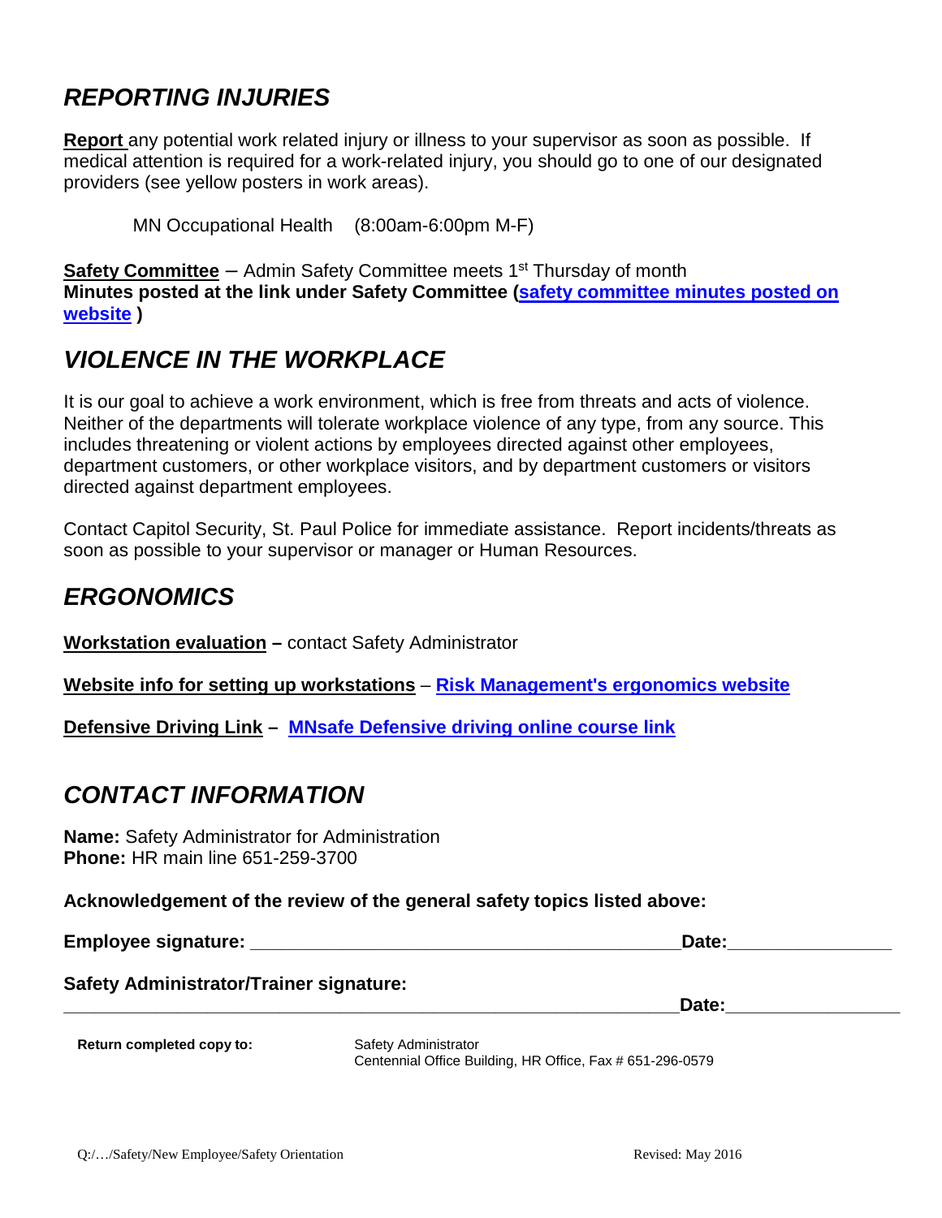## *REPORTING INJURIES*

**Report** any potential work related injury or illness to your supervisor as soon as possible. If medical attention is required for a work-related injury, you should go to one of our designated providers (see yellow posters in work areas).

MN Occupational Health (8:00am-6:00pm M-F)

**Safety Committee** – Admin Safety Committee meets 1st Thursday of month
**Minutes posted at the link under Safety Committee (safety committee minutes posted on website )**

## *VIOLENCE IN THE WORKPLACE*

It is our goal to achieve a work environment, which is free from threats and acts of violence. Neither of the departments will tolerate workplace violence of any type, from any source. This includes threatening or violent actions by employees directed against other employees, department customers, or other workplace visitors, and by department customers or visitors directed against department employees.

Contact Capitol Security, St. Paul Police for immediate assistance. Report incidents/threats as soon as possible to your supervisor or manager or Human Resources.

## *ERGONOMICS*

**Workstation evaluation –** contact Safety Administrator

**Website info for setting up workstations** – **Risk Management's ergonomics website**

**Defensive Driving Link – MNsafe Defensive driving online course link**

## *CONTACT INFORMATION*

**Name:** Safety Administrator for Administration
**Phone:** HR main line 651-259-3700

**Acknowledgement of the review of the general safety topics listed above:**

**Employee signature:** ____________________________________________ **Date:**________________

**Safety Administrator/Trainer signature:**
_________________________________________________________________ **Date:**_________________

**Return completed copy to:** Safety Administrator
Centennial Office Building, HR Office, Fax # 651-296-0579

Q:/…/Safety/New Employee/Safety Orientation Revised: May 2016